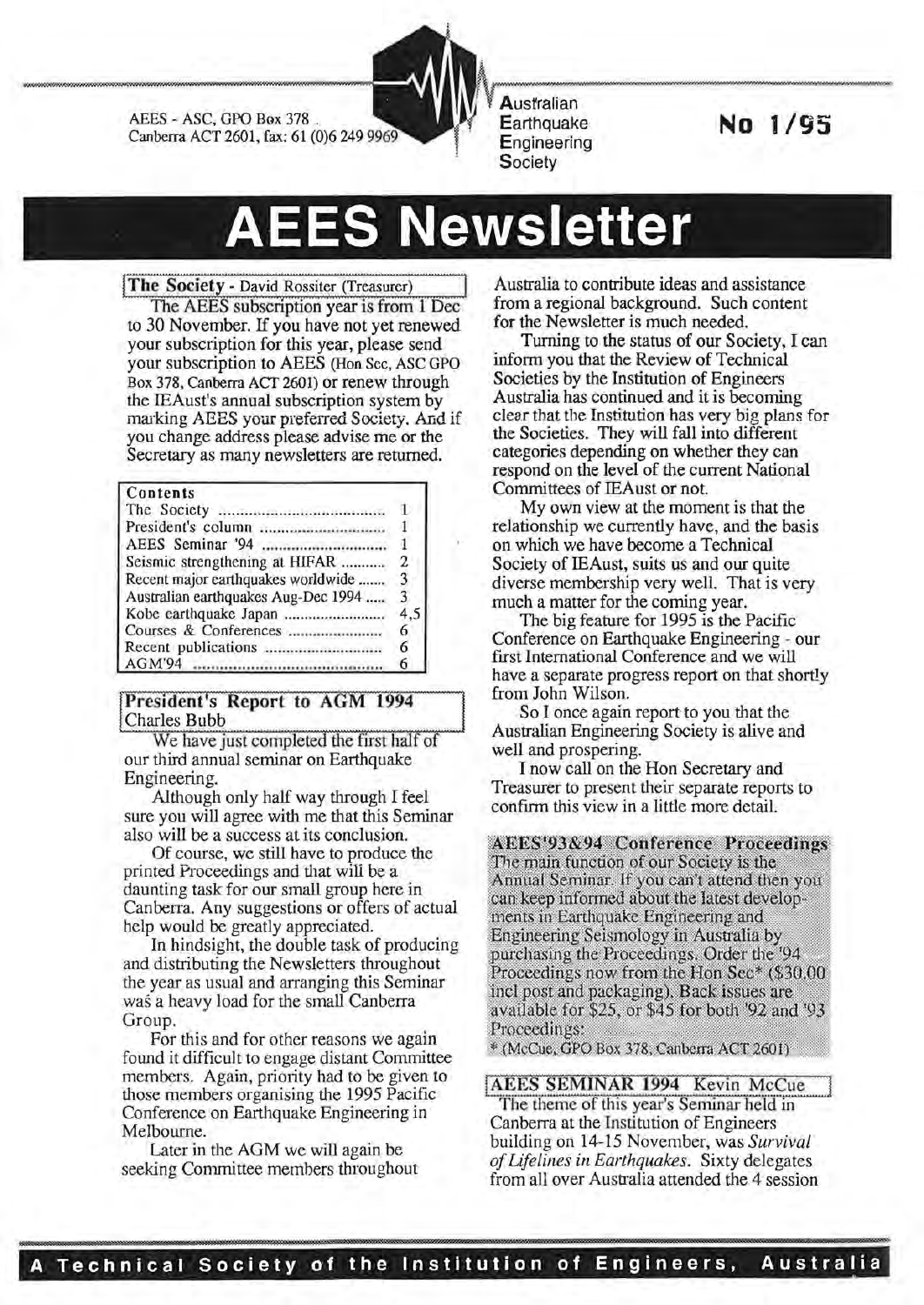AEES - ASC, GPO Box 378
Canberra ACT 2601, fax: 61 (0)6 249 9969

**A**ustralian **E**arthquake **E**ngineering **S**ociety

**No 1/95**

# AEES Newsletter

## The Society - David Rossiter (Treasurer)

The AEES subscription year is from 1 Dec to 30 November. If you have not yet renewed your subscription for this year, please send your subscription to AEES (Hon Sec, ASC GPO Box 378, Canberra ACT 2601) or renew through the IEAust's annual subscription system by marking AEES your preferred Society. And if you change address please advise me or the Secretary as many newsletters are returned.

| Contents | |
|---|---|
| The Society | 1 |
| President's column | 1 |
| AEES Seminar '94 | 1 |
| Seismic strengthening at HIFAR | 2 |
| Recent major earthquakes worldwide | 3 |
| Australian earthquakes Aug-Dec 1994 | 3 |
| Kobe earthquake Japan | 4,5 |
| Courses & Conferences | 6 |
| Recent publications | 6 |
| AGM'94 | 6 |

## President's Report to AGM 1994
Charles Bubb

We have just completed the first half of our third annual seminar on Earthquake Engineering.

Although only half way through I feel sure you will agree with me that this Seminar also will be a success at its conclusion.

Of course, we still have to produce the printed Proceedings and that will be a daunting task for our small group here in Canberra. Any suggestions or offers of actual help would be greatly appreciated.

In hindsight, the double task of producing and distributing the Newsletters throughout the year as usual and arranging this Seminar was a heavy load for the small Canberra Group.

For this and for other reasons we again found it difficult to engage distant Committee members. Again, priority had to be given to those members organising the 1995 Pacific Conference on Earthquake Engineering in Melbourne.

Later in the AGM we will again be seeking Committee members throughout Australia to contribute ideas and assistance from a regional background. Such content for the Newsletter is much needed.

Turning to the status of our Society, I can inform you that the Review of Technical Societies by the Institution of Engineers Australia has continued and it is becoming clear that the Institution has very big plans for the Societies. They will fall into different categories depending on whether they can respond on the level of the current National Committees of IEAust or not.

My own view at the moment is that the relationship we currently have, and the basis on which we have become a Technical Society of IEAust, suits us and our quite diverse membership very well. That is very much a matter for the coming year.

The big feature for 1995 is the Pacific Conference on Earthquake Engineering - our first International Conference and we will have a separate progress report on that shortly from John Wilson.

So I once again report to you that the Australian Engineering Society is alive and well and prospering.

I now call on the Hon Secretary and Treasurer to present their separate reports to confirm this view in a little more detail.

## AEES'93&94 Conference Proceedings

The main function of our Society is the Annual Seminar. If you can't attend then you can keep informed about the latest developments in Earthquake Engineering and Engineering Seismology in Australia by purchasing the Proceedings. Order the '94 Proceedings now from the Hon Sec* ($30.00 incl post and packaging). Back issues are available for $25, or $45 for both '92 and '93 Proceedings:

* (McCue, GPO Box 378, Canberra ACT 2601)

## AEES SEMINAR 1994 Kevin McCue

The theme of this year's Seminar held in Canberra at the Institution of Engineers building on 14-15 November, was *Survival of Lifelines in Earthquakes*. Sixty delegates from all over Australia attended the 4 session

A Technical Society of the Institution of Engineers, Australia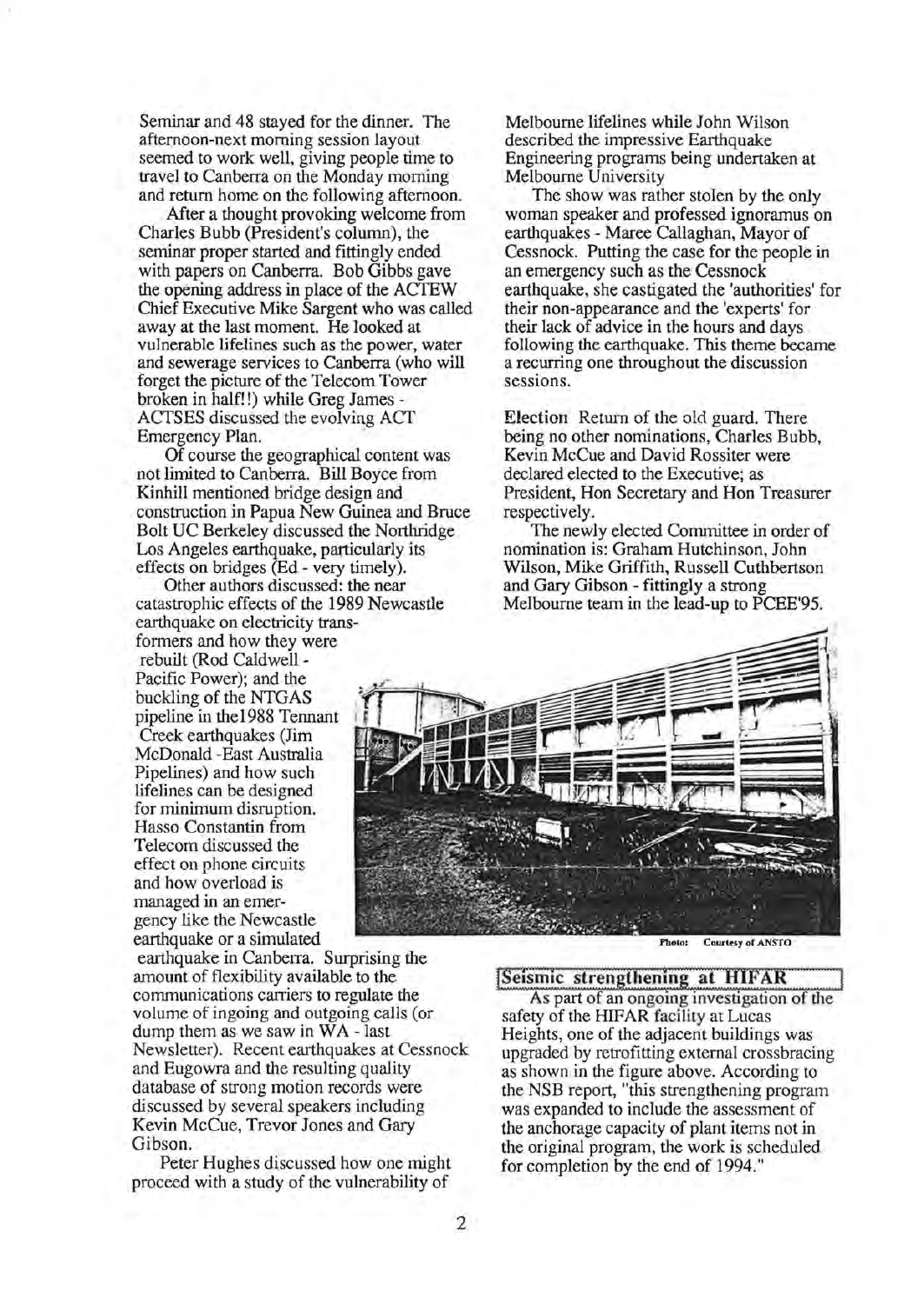Seminar and 48 stayed for the dinner. The afternoon-next morning session layout seemed to work well, giving people time to travel to Canberra on the Monday morning and return home on the following afternoon.

After a thought provoking welcome from Charles Bubb (President's column), the seminar proper started and fittingly ended with papers on Canberra. Bob Gibbs gave the opening address in place of the ACTEW Chief Executive Mike Sargent who was called away at the last moment. He looked at vulnerable lifelines such as the power, water and sewerage services to Canberra (who will forget the picture of the Telecom Tower broken in half!!) while Greg James - ACTSES discussed the evolving ACT Emergency Plan.

Of course the geographical content was not limited to Canberra. Bill Boyce from Kinhill mentioned bridge design and construction in Papua New Guinea and Bruce Bolt UC Berkeley discussed the Northridge Los Angeles earthquake, particularly its effects on bridges (Ed - very timely).

Other authors discussed: the near catastrophic effects of the 1989 Newcastle earthquake on electricity transformers and how they were rebuilt (Rod Caldwell - Pacific Power); and the buckling of the NTGAS pipeline in the1988 Tennant Creek earthquakes (Jim McDonald -East Australia Pipelines) and how such lifelines can be designed for minimum disruption. Hasso Constantin from Telecom discussed the effect on phone circuits and how overload is managed in an emergency like the Newcastle earthquake or a simulated earthquake in Canberra. Surprising the amount of flexibility available to the communications carriers to regulate the volume of ingoing and outgoing calls (or dump them as we saw in WA - last Newsletter). Recent earthquakes at Cessnock and Eugowra and the resulting quality database of strong motion records were discussed by several speakers including Kevin McCue, Trevor Jones and Gary Gibson.

Peter Hughes discussed how one might proceed with a study of the vulnerability of Melbourne lifelines while John Wilson described the impressive Earthquake Engineering programs being undertaken at Melbourne University

The show was rather stolen by the only woman speaker and professed ignoramus on earthquakes - Maree Callaghan, Mayor of Cessnock. Putting the case for the people in an emergency such as the Cessnock earthquake, she castigated the 'authorities' for their non-appearance and the 'experts' for their lack of advice in the hours and days following the earthquake. This theme became a recurring one throughout the discussion sessions.

**Election** Return of the old guard. There being no other nominations, Charles Bubb, Kevin McCue and David Rossiter were declared elected to the Executive; as President, Hon Secretary and Hon Treasurer respectively.

The newly elected Committee in order of nomination is: Graham Hutchinson, John Wilson, Mike Griffith, Russell Cuthbertson and Gary Gibson - fittingly a strong Melbourne team in the lead-up to PCEE'95.

Photo: Courtesy of ANSTO

## Seismic strengthening at HIFAR

As part of an ongoing investigation of the safety of the HIFAR facility at Lucas Heights, one of the adjacent buildings was upgraded by retrofitting external crossbracing as shown in the figure above. According to the NSB report, "this strengthening program was expanded to include the assessment of the anchorage capacity of plant items not in the original program, the work is scheduled for completion by the end of 1994."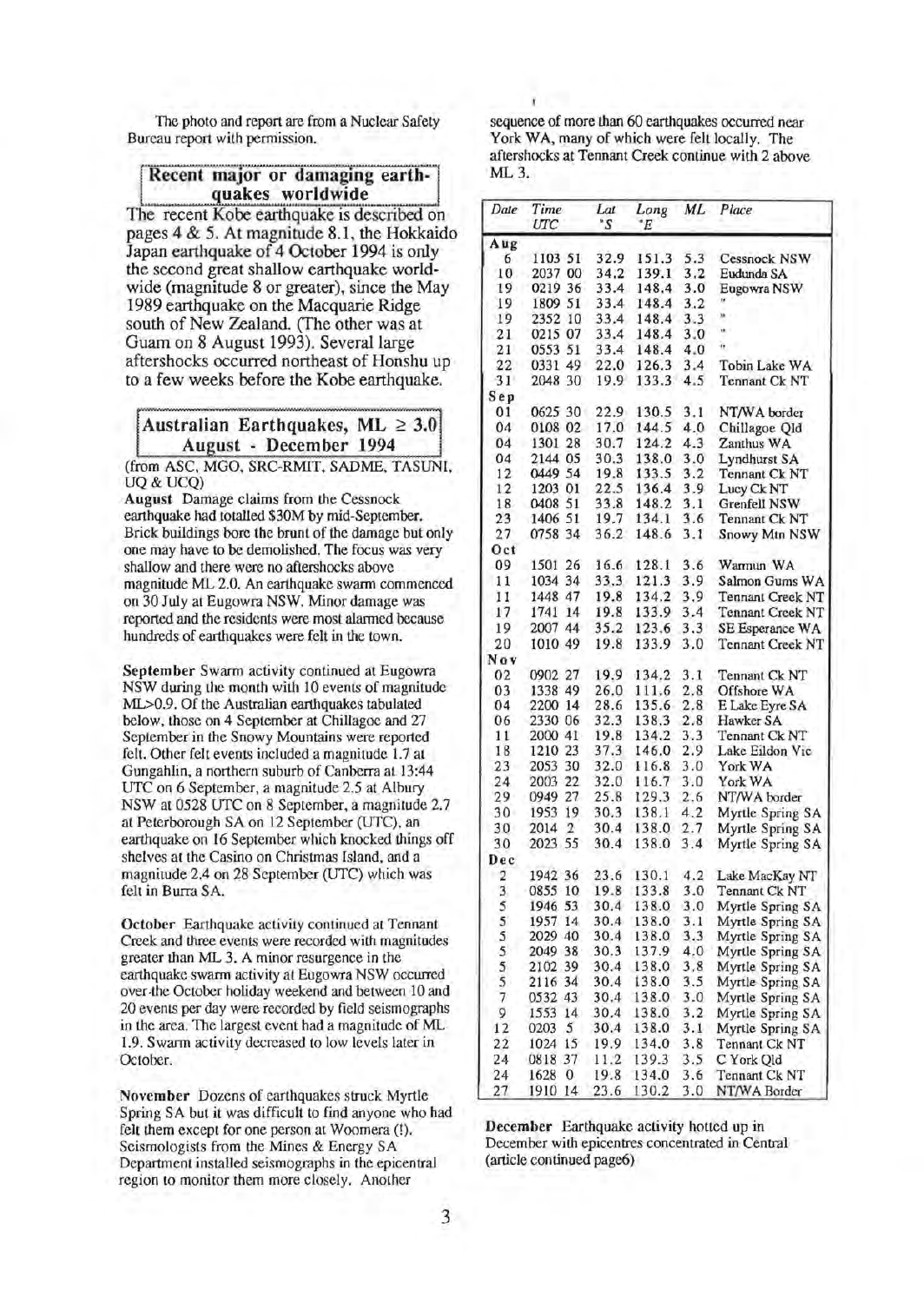The photo and report are from a Nuclear Safety Bureau report with permission.

## Recent major or damaging earthquakes worldwide

The recent Kobe earthquake is described on pages 4 & 5. At magnitude 8.1, the Hokkaido Japan earthquake of 4 October 1994 is only the second great shallow earthquake worldwide (magnitude 8 or greater), since the May 1989 earthquake on the Macquarie Ridge south of New Zealand. (The other was at Guam on 8 August 1993). Several large aftershocks occurred northeast of Honshu up to a few weeks before the Kobe earthquake.

## Australian Earthquakes, ML ≥ 3.0 August - December 1994

(from ASC, MGO, SRC-RMIT, SADME, TASUNI, UQ & UCQ)

**August** Damage claims from the Cessnock earthquake had totalled $30M by mid-September. Brick buildings bore the brunt of the damage but only one may have to be demolished. The focus was very shallow and there were no aftershocks above magnitude ML 2.0. An earthquake swarm commenced on 30 July at Eugowra NSW. Minor damage was reported and the residents were most alarmed because hundreds of earthquakes were felt in the town.

**September** Swarm activity continued at Eugowra NSW during the month with 10 events of magnitude ML>0.9. Of the Australian earthquakes tabulated below, those on 4 September at Chillagoe and 27 September in the Snowy Mountains were reported felt. Other felt events included a magnitude 1.7 at Gungahlin, a northern suburb of Canberra at 13:44 UTC on 6 September, a magnitude 2.5 at Albury NSW at 0528 UTC on 8 September, a magnitude 2.7 at Peterborough SA on 12 September (UTC), an earthquake on 16 September which knocked things off shelves at the Casino on Christmas Island, and a magnitude 2.4 on 28 September (UTC) which was felt in Burra SA.

**October** Earthquake activity continued at Tennant Creek and three events were recorded with magnitudes greater than ML 3. A minor resurgence in the earthquake swarm activity at Eugowra NSW occurred over the October holiday weekend and between 10 and 20 events per day were recorded by field seismographs in the area. The largest event had a magnitude of ML 1.9. Swarm activity decreased to low levels later in October.

**November** Dozens of earthquakes struck Myrtle Spring SA but it was difficult to find anyone who had felt them except for one person at Woomera (!). Seismologists from the Mines & Energy SA Department installed seismographs in the epicentral region to monitor them more closely. Another sequence of more than 60 earthquakes occurred near York WA, many of which were felt locally. The aftershocks at Tennant Creek continue with 2 above ML 3.

| Date | Time UTC | Lat °S | Long °E | ML | Place |
|---|---|---|---|---|---|
| **Aug** | | | | | |
| 6 | 1103 51 | 32.9 | 151.3 | 5.3 | Cessnock NSW |
| 10 | 2037 00 | 34.2 | 139.1 | 3.2 | Eudunda SA |
| 19 | 0219 36 | 33.4 | 148.4 | 3.0 | Eugowra NSW |
| 19 | 1809 51 | 33.4 | 148.4 | 3.2 | " |
| 19 | 2352 10 | 33.4 | 148.4 | 3.3 | " |
| 21 | 0215 07 | 33.4 | 148.4 | 3.0 | " |
| 21 | 0553 51 | 33.4 | 148.4 | 4.0 | " |
| 22 | 0331 49 | 22.0 | 126.3 | 3.4 | Tobin Lake WA |
| 31 | 2048 30 | 19.9 | 133.3 | 4.5 | Tennant Ck NT |
| **Sep** | | | | | |
| 01 | 0625 30 | 22.9 | 130.5 | 3.1 | NT/WA border |
| 04 | 0108 02 | 17.0 | 144.5 | 4.0 | Chillagoe Qld |
| 04 | 1301 28 | 30.7 | 124.2 | 4.3 | Zanthus WA |
| 04 | 2144 05 | 30.3 | 138.0 | 3.0 | Lyndhurst SA |
| 12 | 0449 54 | 19.8 | 133.5 | 3.2 | Tennant Ck NT |
| 12 | 1203 01 | 22.5 | 136.4 | 3.9 | Lucy Ck NT |
| 18 | 0408 51 | 33.8 | 148.2 | 3.1 | Grenfell NSW |
| 23 | 1406 51 | 19.7 | 134.1 | 3.6 | Tennant Ck NT |
| 27 | 0758 34 | 36.2 | 148.6 | 3.1 | Snowy Mtn NSW |
| **Oct** | | | | | |
| 09 | 1501 26 | 16.6 | 128.1 | 3.6 | Warmun WA |
| 11 | 1034 34 | 33.3 | 121.3 | 3.9 | Salmon Gums WA |
| 11 | 1448 47 | 19.8 | 134.2 | 3.9 | Tennant Creek NT |
| 17 | 1741 14 | 19.8 | 133.9 | 3.4 | Tennant Creek NT |
| 19 | 2007 44 | 35.2 | 123.6 | 3.3 | SE Esperance WA |
| 20 | 1010 49 | 19.8 | 133.9 | 3.0 | Tennant Creek NT |
| **Nov** | | | | | |
| 02 | 0902 27 | 19.9 | 134.2 | 3.1 | Tennant Ck NT |
| 03 | 1338 49 | 26.0 | 111.6 | 2.8 | Offshore WA |
| 04 | 2200 14 | 28.6 | 135.6 | 2.8 | E Lake Eyre SA |
| 06 | 2330 06 | 32.3 | 138.3 | 2.8 | Hawker SA |
| 11 | 2000 41 | 19.8 | 134.2 | 3.3 | Tennant Ck NT |
| 18 | 1210 23 | 37.3 | 146.0 | 2.9 | Lake Eildon Vic |
| 23 | 2053 30 | 32.0 | 116.8 | 3.0 | York WA |
| 24 | 2003 22 | 32.0 | 116.7 | 3.0 | York WA |
| 29 | 0949 27 | 25.8 | 129.3 | 2.6 | NT/WA border |
| 30 | 1953 19 | 30.3 | 138.1 | 4.2 | Myrtle Spring SA |
| 30 | 2014 2 | 30.4 | 138.0 | 2.7 | Myrtle Spring SA |
| 30 | 2023 55 | 30.4 | 138.0 | 3.4 | Myrtle Spring SA |
| **Dec** | | | | | |
| 2 | 1942 36 | 23.6 | 130.1 | 4.2 | Lake MacKay NT |
| 3 | 0855 10 | 19.8 | 133.8 | 3.0 | Tennant Ck NT |
| 5 | 1946 53 | 30.4 | 138.0 | 3.0 | Myrtle Spring SA |
| 5 | 1957 14 | 30.4 | 138.0 | 3.1 | Myrtle Spring SA |
| 5 | 2029 40 | 30.4 | 138.0 | 3.3 | Myrtle Spring SA |
| 5 | 2049 38 | 30.3 | 137.9 | 4.0 | Myrtle Spring SA |
| 5 | 2102 39 | 30.4 | 138.0 | 3.8 | Myrtle Spring SA |
| 5 | 2116 34 | 30.4 | 138.0 | 3.5 | Myrtle Spring SA |
| 7 | 0532 43 | 30.4 | 138.0 | 3.0 | Myrtle Spring SA |
| 9 | 1553 14 | 30.4 | 138.0 | 3.2 | Myrtle Spring SA |
| 12 | 0203 5 | 30.4 | 138.0 | 3.1 | Myrtle Spring SA |
| 22 | 1024 15 | 19.9 | 134.0 | 3.8 | Tennant Ck NT |
| 24 | 0818 37 | 11.2 | 139.3 | 3.5 | C York Qld |
| 24 | 1628 0 | 19.8 | 134.0 | 3.6 | Tennant Ck NT |
| 27 | 1910 14 | 23.6 | 130.2 | 3.0 | NT/WA Border |

**December** Earthquake activity hotted up in December with epicentres concentrated in Central (article continued page6)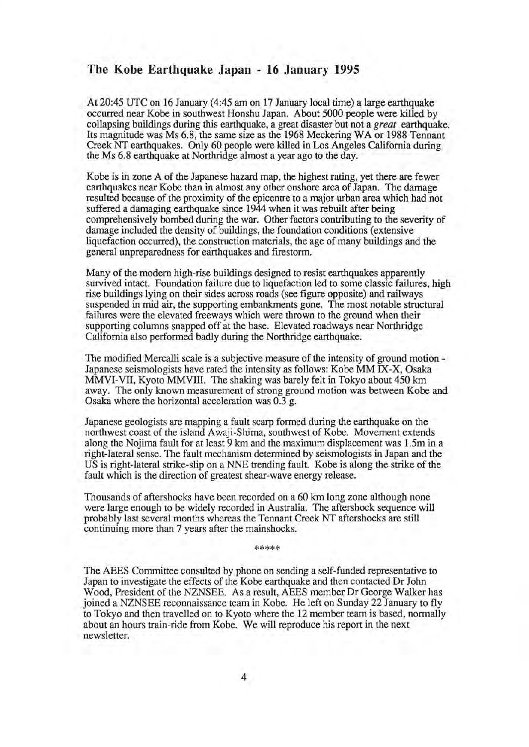## The Kobe Earthquake Japan - 16 January 1995

At 20:45 UTC on 16 January (4:45 am on 17 January local time) a large earthquake occurred near Kobe in southwest Honshu Japan. About 5000 people were killed by collapsing buildings during this earthquake, a great disaster but not a *great* earthquake. Its magnitude was Ms 6.8, the same size as the 1968 Meckering WA or 1988 Tennant Creek NT earthquakes. Only 60 people were killed in Los Angeles California during the Ms 6.8 earthquake at Northridge almost a year ago to the day.

Kobe is in zone A of the Japanese hazard map, the highest rating, yet there are fewer earthquakes near Kobe than in almost any other onshore area of Japan. The damage resulted because of the proximity of the epicentre to a major urban area which had not suffered a damaging earthquake since 1944 when it was rebuilt after being comprehensively bombed during the war. Other factors contributing to the severity of damage included the density of buildings, the foundation conditions (extensive liquefaction occurred), the construction materials, the age of many buildings and the general unpreparedness for earthquakes and firestorm.

Many of the modern high-rise buildings designed to resist earthquakes apparently survived intact. Foundation failure due to liquefaction led to some classic failures, high rise buildings lying on their sides across roads (see figure opposite) and railways suspended in mid air, the supporting embankments gone. The most notable structural failures were the elevated freeways which were thrown to the ground when their supporting columns snapped off at the base. Elevated roadways near Northridge California also performed badly during the Northridge earthquake.

The modified Mercalli scale is a subjective measure of the intensity of ground motion - Japanese seismologists have rated the intensity as follows: Kobe MM IX-X, Osaka MMVI-VII, Kyoto MMVIII. The shaking was barely felt in Tokyo about 450 km away. The only known measurement of strong ground motion was between Kobe and Osaka where the horizontal acceleration was 0.3 g.

Japanese geologists are mapping a fault scarp formed during the earthquake on the northwest coast of the island Awaji-Shima, southwest of Kobe. Movement extends along the Nojima fault for at least 9 km and the maximum displacement was 1.5m in a right-lateral sense. The fault mechanism determined by seismologists in Japan and the US is right-lateral strike-slip on a NNE trending fault. Kobe is along the strike of the fault which is the direction of greatest shear-wave energy release.

Thousands of aftershocks have been recorded on a 60 km long zone although none were large enough to be widely recorded in Australia. The aftershock sequence will probably last several months whereas the Tennant Creek NT aftershocks are still continuing more than 7 years after the mainshocks.

*****

The AEES Committee consulted by phone on sending a self-funded representative to Japan to investigate the effects of the Kobe earthquake and then contacted Dr John Wood, President of the NZNSEE. As a result, AEES member Dr George Walker has joined a NZNSEE reconnaissance team in Kobe. He left on Sunday 22 January to fly to Tokyo and then travelled on to Kyoto where the 12 member team is based, normally about an hours train-ride from Kobe. We will reproduce his report in the next newsletter.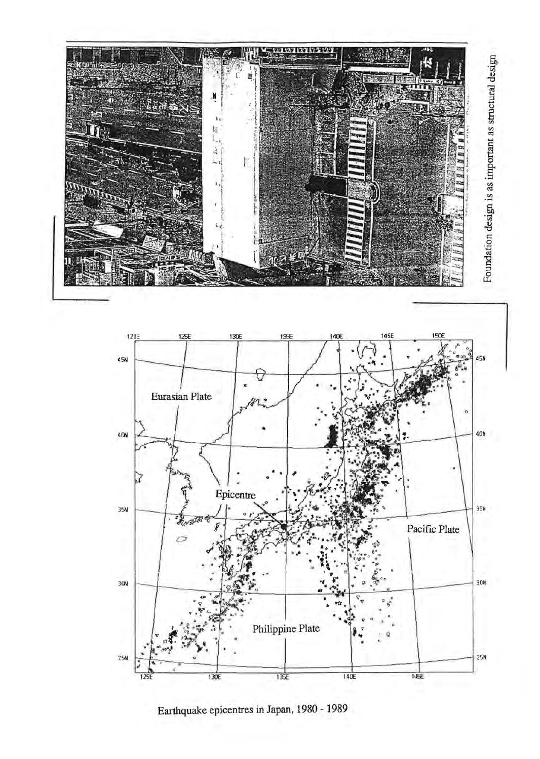Foundation design is as important as structural design

Earthquake epicentres in Japan, 1980 - 1989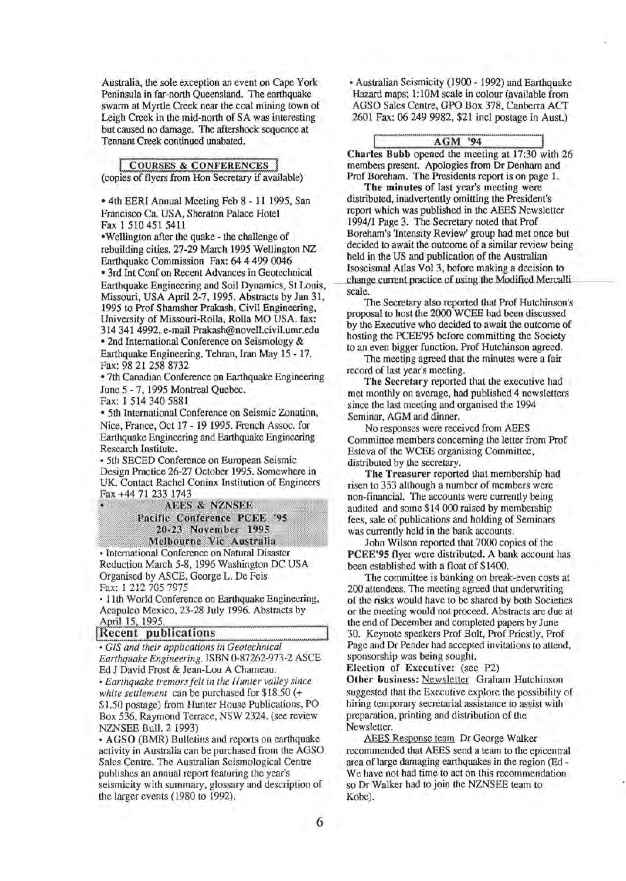Australia, the sole exception an event on Cape York Peninsula in far-north Queensland. The earthquake swarm at Myrtle Creek near the coal mining town of Leigh Creek in the mid-north of SA was interesting but caused no damage. The aftershock sequence at Tennant Creek continued unabated.

## COURSES & CONFERENCES

(copies of flyers from Hon Secretary if available)

- 4th EERI Annual Meeting Feb 8 - 11 1995, San Francisco Ca. USA, Sheraton Palace Hotel Fax 1 510 451 5411
- Wellington after the quake - the challenge of rebuilding cities. 27-29 March 1995 Wellington NZ Earthquake Commission Fax: 64 4 499 0046
- 3rd Int Conf on Recent Advances in Geotechnical Earthquake Engineering and Soil Dynamics, St Louis, Missouri, USA April 2-7, 1995. Abstracts by Jan 31, 1995 to Prof Shamsher Prakash, Civil Engineering, University of Missouri-Rolla, Rolla MO USA. fax: 314 341 4992, e-mail Prakash@novell.civil.umr.edu
- 2nd International Conference on Seismology & Earthquake Engineering. Tehran, Iran May 15 - 17. Fax: 98 21 258 8732
- 7th Canadian Conference on Earthquake Engineering June 5 - 7, 1995 Montreal Quebec. Fax: 1 514 340 5881
- 5th International Conference on Seismic Zonation, Nice, France, Oct 17 - 19 1995. French Assoc. for Earthquake Engineering and Earthquake Engineering Research Institute.
- 5th SECED Conference on European Seismic Design Practice 26-27 October 1995. Somewhere in UK. Contact Rachel Coninx Institution of Engineers Fax +44 71 233 1743
- **AEES & NZNSEE Pacific Conference PCEE '95 20-23 November 1995 Melbourne Vic Australia**
- International Conference on Natural Disaster Reduction March 5-8, 1996 Washington DC USA Organised by ASCE, George L. De Feis Fax: 1 212 705 7975
- 11th World Conference on Earthquake Engineering, Acapulco Mexico, 23-28 July 1996. Abstracts by April 15, 1995.

## Recent publications

- *GIS and their applications in Geotechnical Earthquake Engineering*. ISBN 0-87262-973-2 ASCE Ed J David Frost & Jean-Lou A Chameau.
- *Earthquake tremors felt in the Hunter valley since white settlement* can be purchased for $18.50 (+ $1.50 postage) from Hunter House Publications, PO Box 536, Raymond Terrace, NSW 2324. (see review NZNSEE Bull. 2 1993)
- AGSO (BMR) Bulletins and reports on earthquake activity in Australia can be purchased from the AGSO Sales Centre. The Australian Seismological Centre publishes an annual report featuring the year's seismicity with summary, glossary and description of the larger events (1980 to 1992).
- Australian Seismicity (1900 - 1992) and Earthquake Hazard maps; 1:10M scale in colour (available from AGSO Sales Centre, GPO Box 378, Canberra ACT 2601 Fax: 06 249 9982, $21 incl postage in Aust.)

## AGM '94

**Charles Bubb** opened the meeting at 17:30 with 26 members present. Apologies from Dr Denham and Prof Boreham. The Presidents report is on page 1.

**The minutes** of last year's meeting were distributed, inadvertently omitting the President's report which was published in the AEES Newsletter 1994/1 Page 3. The Secretary noted that Prof Boreham's 'Intensity Review' group had met once but decided to await the outcome of a similar review being held in the US and publication of the Australian Isoseismal Atlas Vol 3, before making a decision to change current practice of using the Modified Mercalli scale.

The Secretary also reported that Prof Hutchinson's proposal to host the 2000 WCEE had been discussed by the Executive who decided to await the outcome of hosting the PCEE'95 before committing the Society to an even bigger function. Prof Hutchinson agreed.

The meeting agreed that the minutes were a fair record of last year's meeting.

**The Secretary** reported that the executive had met monthly on average, had published 4 newsletters since the last meeting and organised the 1994 Seminar, AGM and dinner.

No responses were received from AEES Committee members concerning the letter from Prof Esteva of the WCEE organising Committee, distributed by the secretary.

**The Treasurer** reported that membership had risen to 353 although a number of members were non-financial. The accounts were currently being audited and some $14 000 raised by membership fees, sale of publications and holding of Seminars was currently held in the bank accounts.

John Wilson reported that 7000 copies of the **PCEE'95** flyer were distributed. A bank account has been established with a float of $1400.

The committee is banking on break-even costs at 200 attendees. The meeting agreed that underwriting of the risks would have to be shared by both Societies or the meeting would not proceed. Abstracts are due at the end of December and completed papers by June 30. Keynote speakers Prof Bolt, Prof Priestly, Prof Page and Dr Pender had accepted invitations to attend, sponsorship was being sought.

**Election of Executive:** (see P2)

**Other business:** Newsletter Graham Hutchinson suggested that the Executive explore the possibility of hiring temporary secretarial assistance to assist with preparation, printing and distribution of the Newsletter.

AEES Response team Dr George Walker recommended that AEES send a team to the epicentral area of large damaging earthquakes in the region (Ed - We have not had time to act on this recommendation so Dr Walker had to join the NZNSEE team to Kobe).